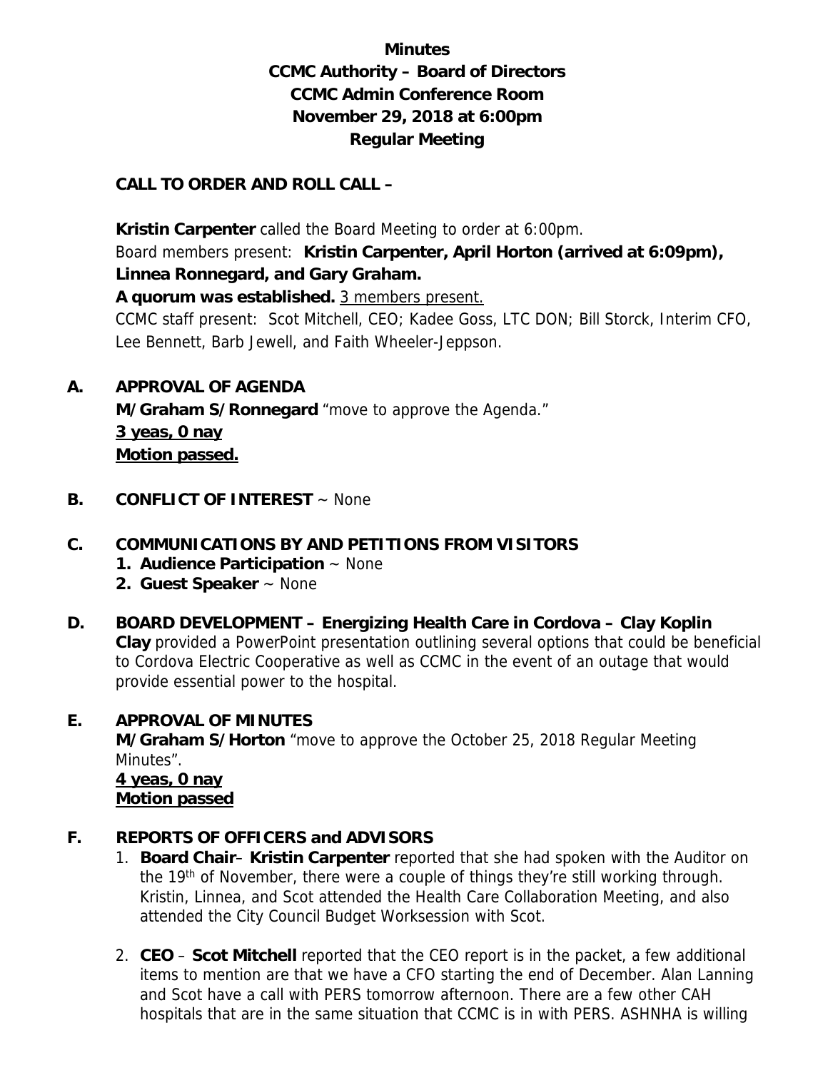**Minutes**
**CCMC Authority – Board of Directors**
**CCMC Admin Conference Room**
**November 29, 2018 at 6:00pm**
**Regular Meeting**

**CALL TO ORDER AND ROLL CALL –**

**Kristin Carpenter** called the Board Meeting to order at 6:00pm.
Board members present: **Kristin Carpenter, April Horton (arrived at 6:09pm), Linnea Ronnegard, and Gary Graham.**
**A quorum was established.** 3 members present.
CCMC staff present: Scot Mitchell, CEO; Kadee Goss, LTC DON; Bill Storck, Interim CFO, Lee Bennett, Barb Jewell, and Faith Wheeler-Jeppson.

**A. APPROVAL OF AGENDA**
**M/Graham S/Ronnegard** "move to approve the Agenda."
**3 yeas, 0 nay**
**Motion passed.**

**B. CONFLICT OF INTEREST** ~ None

**C. COMMUNICATIONS BY AND PETITIONS FROM VISITORS**
1. **Audience Participation** ~ None
2. **Guest Speaker** ~ None

**D. BOARD DEVELOPMENT – Energizing Health Care in Cordova – Clay Koplin**
**Clay** provided a PowerPoint presentation outlining several options that could be beneficial to Cordova Electric Cooperative as well as CCMC in the event of an outage that would provide essential power to the hospital.

**E. APPROVAL OF MINUTES**
**M/Graham S/Horton** "move to approve the October 25, 2018 Regular Meeting Minutes".
**4 yeas, 0 nay**
**Motion passed**

**F. REPORTS OF OFFICERS and ADVISORS**
1. **Board Chair**– **Kristin Carpenter** reported that she had spoken with the Auditor on the 19th of November, there were a couple of things they're still working through. Kristin, Linnea, and Scot attended the Health Care Collaboration Meeting, and also attended the City Council Budget Worksession with Scot.

2. **CEO** – **Scot Mitchell** reported that the CEO report is in the packet, a few additional items to mention are that we have a CFO starting the end of December. Alan Lanning and Scot have a call with PERS tomorrow afternoon. There are a few other CAH hospitals that are in the same situation that CCMC is in with PERS. ASHNHA is willing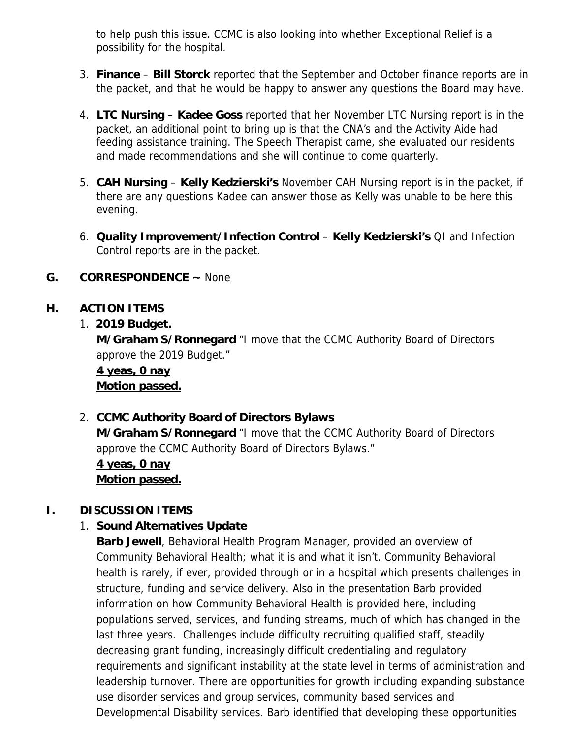to help push this issue. CCMC is also looking into whether Exceptional Relief is a possibility for the hospital.

3. **Finance** – **Bill Storck** reported that the September and October finance reports are in the packet, and that he would be happy to answer any questions the Board may have.

4. **LTC Nursing** – **Kadee Goss** reported that her November LTC Nursing report is in the packet, an additional point to bring up is that the CNA's and the Activity Aide had feeding assistance training. The Speech Therapist came, she evaluated our residents and made recommendations and she will continue to come quarterly.

5. **CAH Nursing** – **Kelly Kedzierski's** November CAH Nursing report is in the packet, if there are any questions Kadee can answer those as Kelly was unable to be here this evening.

6. **Quality Improvement/Infection Control** – **Kelly Kedzierski's** QI and Infection Control reports are in the packet.

## G. CORRESPONDENCE ~ None

## H. ACTION ITEMS

1. **2019 Budget.**
   **M/Graham S/Ronnegard** "I move that the CCMC Authority Board of Directors approve the 2019 Budget."
   **4 yeas, 0 nay**
   **Motion passed.**

2. **CCMC Authority Board of Directors Bylaws**
   **M/Graham S/Ronnegard** "I move that the CCMC Authority Board of Directors approve the CCMC Authority Board of Directors Bylaws."
   **4 yeas, 0 nay**
   **Motion passed.**

## I. DISCUSSION ITEMS

1. **Sound Alternatives Update**
   **Barb Jewell**, Behavioral Health Program Manager, provided an overview of Community Behavioral Health; what it is and what it isn't. Community Behavioral health is rarely, if ever, provided through or in a hospital which presents challenges in structure, funding and service delivery. Also in the presentation Barb provided information on how Community Behavioral Health is provided here, including populations served, services, and funding streams, much of which has changed in the last three years. Challenges include difficulty recruiting qualified staff, steadily decreasing grant funding, increasingly difficult credentialing and regulatory requirements and significant instability at the state level in terms of administration and leadership turnover. There are opportunities for growth including expanding substance use disorder services and group services, community based services and Developmental Disability services. Barb identified that developing these opportunities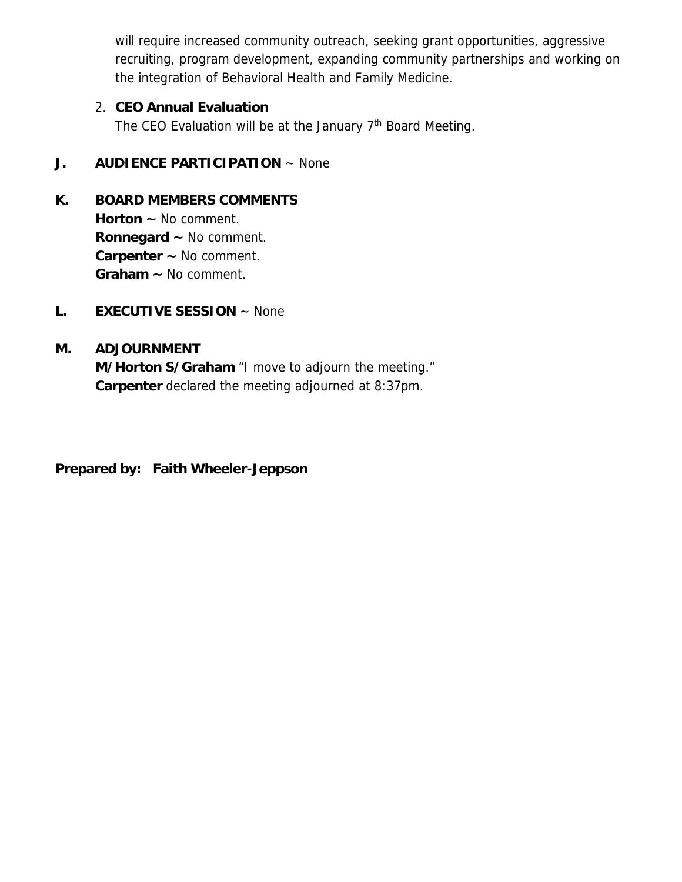will require increased community outreach, seeking grant opportunities, aggressive recruiting, program development, expanding community partnerships and working on the integration of Behavioral Health and Family Medicine.

2. **CEO Annual Evaluation**
   The CEO Evaluation will be at the January 7th Board Meeting.

**J. AUDIENCE PARTICIPATION** ~ None

**K. BOARD MEMBERS COMMENTS**

**Horton ~** No comment.
**Ronnegard ~** No comment.
**Carpenter ~** No comment.
**Graham ~** No comment.

**L. EXECUTIVE SESSION** ~ None

**M. ADJOURNMENT**

**M/Horton S/Graham** "I move to adjourn the meeting."
**Carpenter** declared the meeting adjourned at 8:37pm.

**Prepared by: Faith Wheeler-Jeppson**